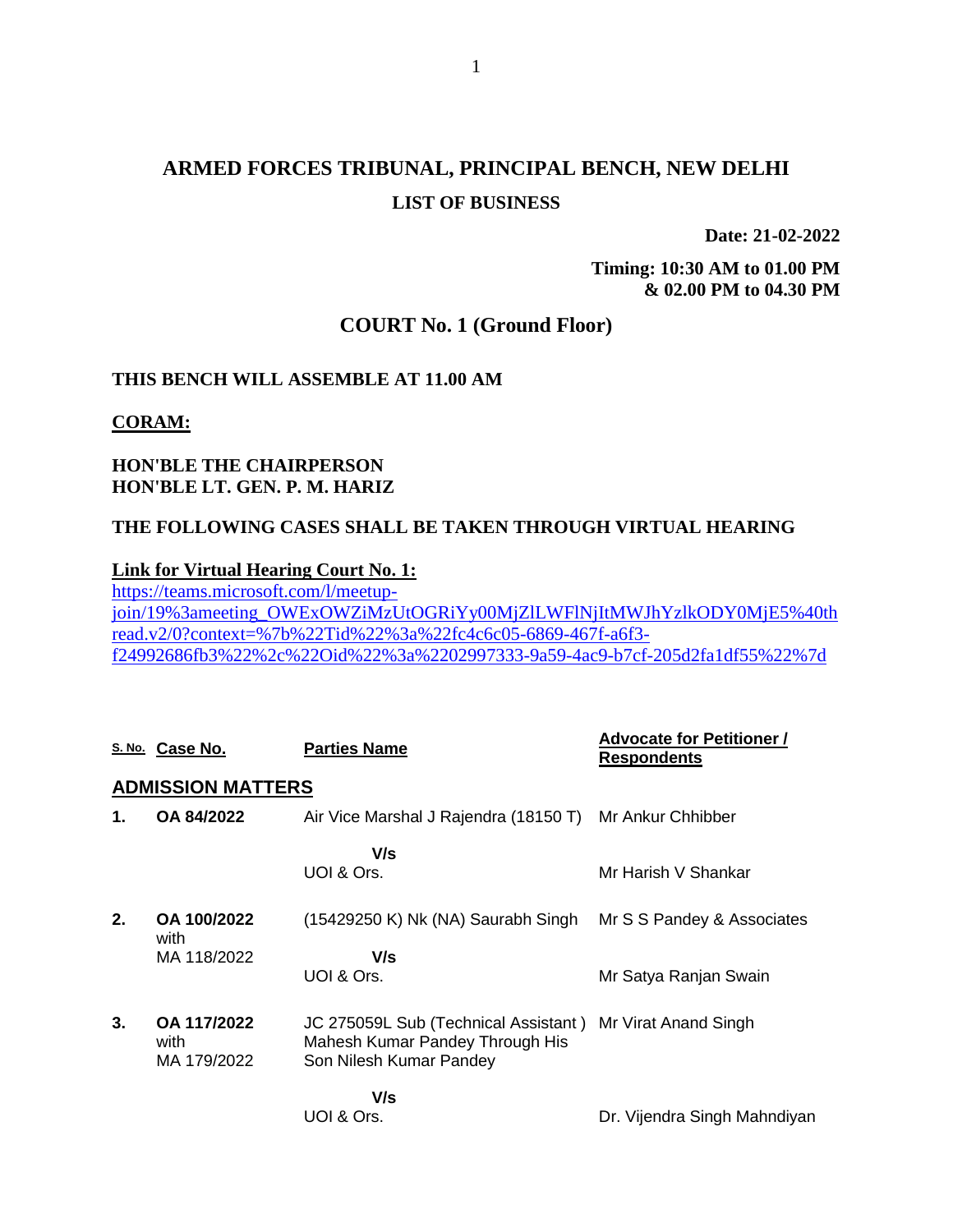# ARMED FORCES TRIBUNAL, PRINCIPAL BENCH, NEW DELHI

## LIST OF BUSINESS

**Date: 21-02-2022**

**Timing: 10:30 AM to 01.00 PM**
**& 02.00 PM to 04.30 PM**

## COURT No. 1 (Ground Floor)

**THIS BENCH WILL ASSEMBLE AT 11.00 AM**

**CORAM:**

**HON'BLE THE CHAIRPERSON**
**HON'BLE LT. GEN. P. M. HARIZ**

**THE FOLLOWING CASES SHALL BE TAKEN THROUGH VIRTUAL HEARING**

**Link for Virtual Hearing Court No. 1:**
https://teams.microsoft.com/l/meetup-join/19%3ameeting_OWExOWZiMzUtOGRiYy00MjZlLWFlNjItMWJhYzlkODY0MjE5%40thread.v2/0?context=%7b%22Tid%22%3a%22fc4c6c05-6869-467f-a6f3-f24992686fb3%22%2c%22Oid%22%3a%2202997333-9a59-4ac9-b7cf-205d2fa1df55%22%7d

| S. No. | Case No. | Parties Name | Advocate for Petitioner / Respondents |
|---|---|---|---|
| **ADMISSION MATTERS** | | | |
| **1.** | **OA 84/2022** | Air Vice Marshal J Rajendra (18150 T)<br>V/s<br>UOI & Ors. | Mr Ankur Chhibber<br><br>Mr Harish V Shankar |
| **2.** | **OA 100/2022** with MA 118/2022 | (15429250 K) Nk (NA) Saurabh Singh<br>V/s<br>UOI & Ors. | Mr S S Pandey & Associates<br><br>Mr Satya Ranjan Swain |
| **3.** | **OA 117/2022** with MA 179/2022 | JC 275059L Sub (Technical Assistant ) Mahesh Kumar Pandey Through His Son Nilesh Kumar Pandey<br>V/s<br>UOI & Ors. | Mr Virat Anand Singh<br><br>Dr. Vijendra Singh Mahndiyan |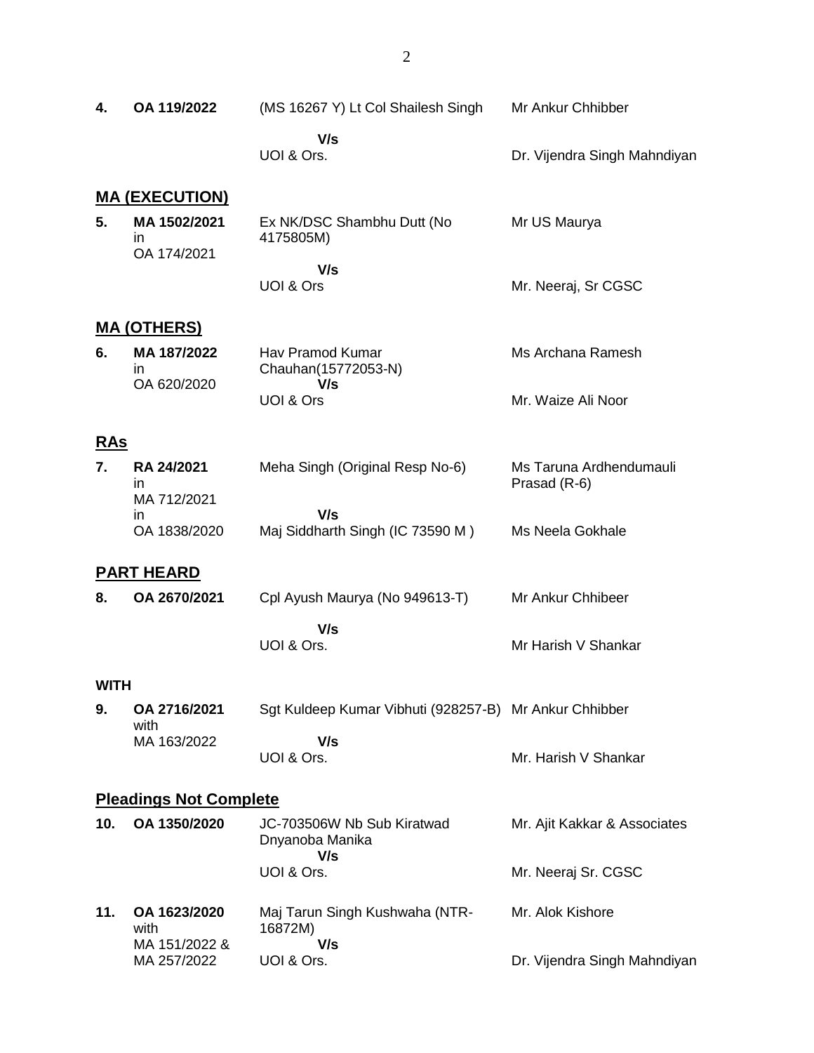| | | | |
|---|---|---|---|
| **4.** | **OA 119/2022** | (MS 16267 Y) Lt Col Shailesh Singh<br>**V/s**<br>UOI & Ors. | Mr Ankur Chhibber<br><br>Dr. Vijendra Singh Mahndiyan |

## MA (EXECUTION)

| | | | |
|---|---|---|---|
| **5.** | **MA 1502/2021**<br>in<br>OA 174/2021 | Ex NK/DSC Shambhu Dutt (No 4175805M)<br>**V/s**<br>UOI & Ors | Mr US Maurya<br><br>Mr. Neeraj, Sr CGSC |

## MA (OTHERS)

| | | | |
|---|---|---|---|
| **6.** | **MA 187/2022**<br>in<br>OA 620/2020 | Hav Pramod Kumar Chauhan(15772053-N)<br>**V/s**<br>UOI & Ors | Ms Archana Ramesh<br><br>Mr. Waize Ali Noor |

## RAs

| | | | |
|---|---|---|---|
| **7.** | **RA 24/2021**<br>in<br>MA 712/2021<br>in<br>OA 1838/2020 | Meha Singh (Original Resp No-6)<br>**V/s**<br>Maj Siddharth Singh (IC 73590 M ) | Ms Taruna Ardhendumauli Prasad (R-6)<br><br>Ms Neela Gokhale |

## PART HEARD

| | | | |
|---|---|---|---|
| **8.** | **OA 2670/2021** | Cpl Ayush Maurya (No 949613-T)<br>**V/s**<br>UOI & Ors. | Mr Ankur Chhibeer<br><br>Mr Harish V Shankar |

**WITH**

| | | | |
|---|---|---|---|
| **9.** | **OA 2716/2021**<br>with<br>MA 163/2022 | Sgt Kuldeep Kumar Vibhuti (928257-B)<br>**V/s**<br>UOI & Ors. | Mr Ankur Chhibber<br><br>Mr. Harish V Shankar |

## Pleadings Not Complete

| | | | |
|---|---|---|---|
| **10.** | **OA 1350/2020** | JC-703506W Nb Sub Kiratwad Dnyanoba Manika<br>**V/s**<br>UOI & Ors. | Mr. Ajit Kakkar & Associates<br><br>Mr. Neeraj Sr. CGSC |
| **11.** | **OA 1623/2020**<br>with<br>MA 151/2022 &<br>MA 257/2022 | Maj Tarun Singh Kushwaha (NTR-16872M)<br>**V/s**<br>UOI & Ors. | Mr. Alok Kishore<br><br>Dr. Vijendra Singh Mahndiyan |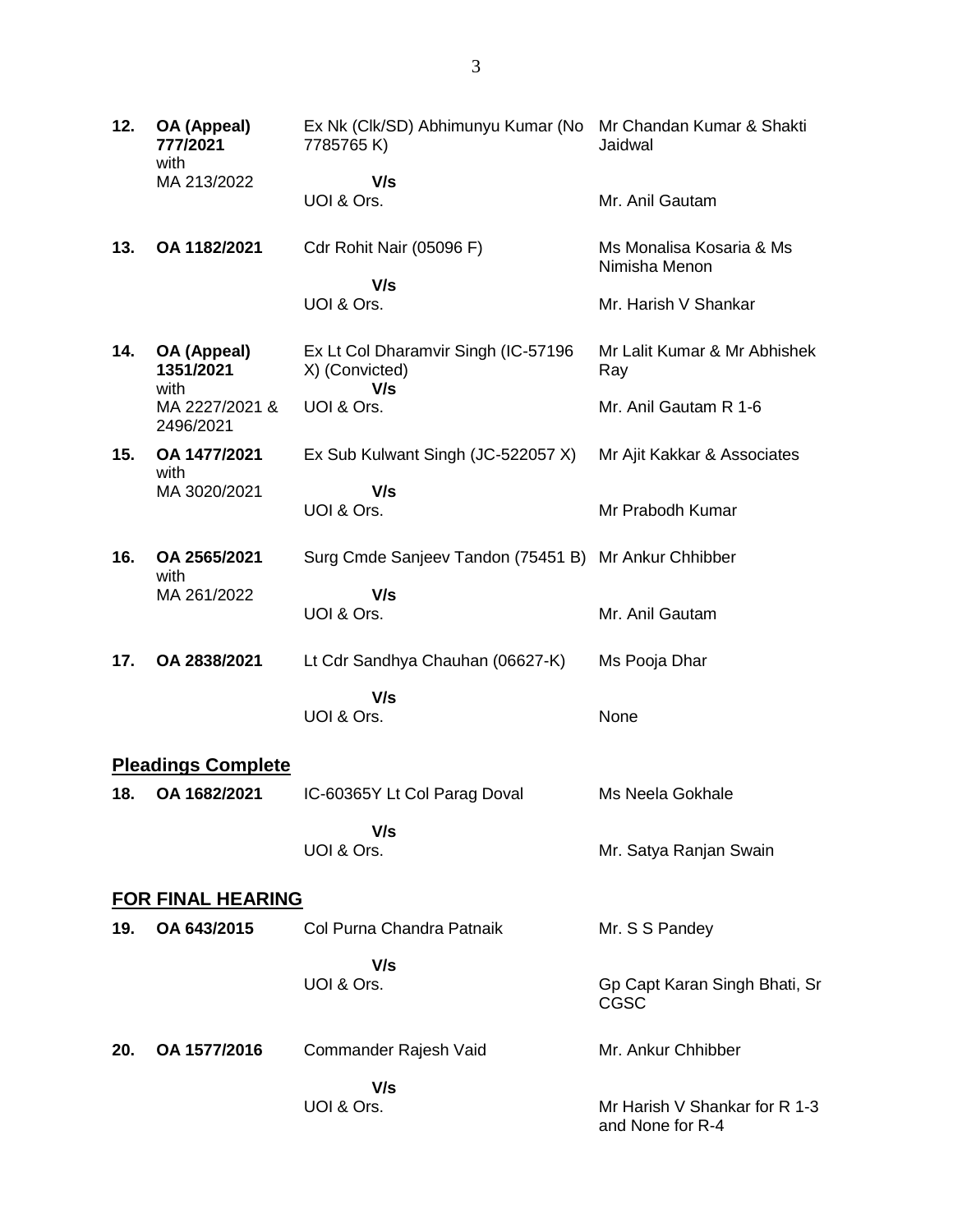| | | | |
|---|---|---|---|
| **12.** | **OA (Appeal) 777/2021** with MA 213/2022 | Ex Nk (Clk/SD) Abhimunyu Kumar (No 7785765 K)<br>**V/s**<br>UOI & Ors. | Mr Chandan Kumar & Shakti Jaidwal<br><br>Mr. Anil Gautam |
| **13.** | **OA 1182/2021** | Cdr Rohit Nair (05096 F)<br>**V/s**<br>UOI & Ors. | Ms Monalisa Kosaria & Ms Nimisha Menon<br><br>Mr. Harish V Shankar |
| **14.** | **OA (Appeal) 1351/2021** with MA 2227/2021 & 2496/2021 | Ex Lt Col Dharamvir Singh (IC-57196 X) (Convicted)<br>**V/s**<br>UOI & Ors. | Mr Lalit Kumar & Mr Abhishek Ray<br><br>Mr. Anil Gautam R 1-6 |
| **15.** | **OA 1477/2021** with MA 3020/2021 | Ex Sub Kulwant Singh (JC-522057 X)<br>**V/s**<br>UOI & Ors. | Mr Ajit Kakkar & Associates<br><br>Mr Prabodh Kumar |
| **16.** | **OA 2565/2021** with MA 261/2022 | Surg Cmde Sanjeev Tandon (75451 B)<br>**V/s**<br>UOI & Ors. | Mr Ankur Chhibber<br><br>Mr. Anil Gautam |
| **17.** | **OA 2838/2021** | Lt Cdr Sandhya Chauhan (06627-K)<br>**V/s**<br>UOI & Ors. | Ms Pooja Dhar<br><br>None |

## Pleadings Complete

| | | | |
|---|---|---|---|
| **18.** | **OA 1682/2021** | IC-60365Y Lt Col Parag Doval<br>**V/s**<br>UOI & Ors. | Ms Neela Gokhale<br><br>Mr. Satya Ranjan Swain |

## FOR FINAL HEARING

| | | | |
|---|---|---|---|
| **19.** | **OA 643/2015** | Col Purna Chandra Patnaik<br>**V/s**<br>UOI & Ors. | Mr. S S Pandey<br><br>Gp Capt Karan Singh Bhati, Sr CGSC |
| **20.** | **OA 1577/2016** | Commander Rajesh Vaid<br>**V/s**<br>UOI & Ors. | Mr. Ankur Chhibber<br><br>Mr Harish V Shankar for R 1-3 and None for R-4 |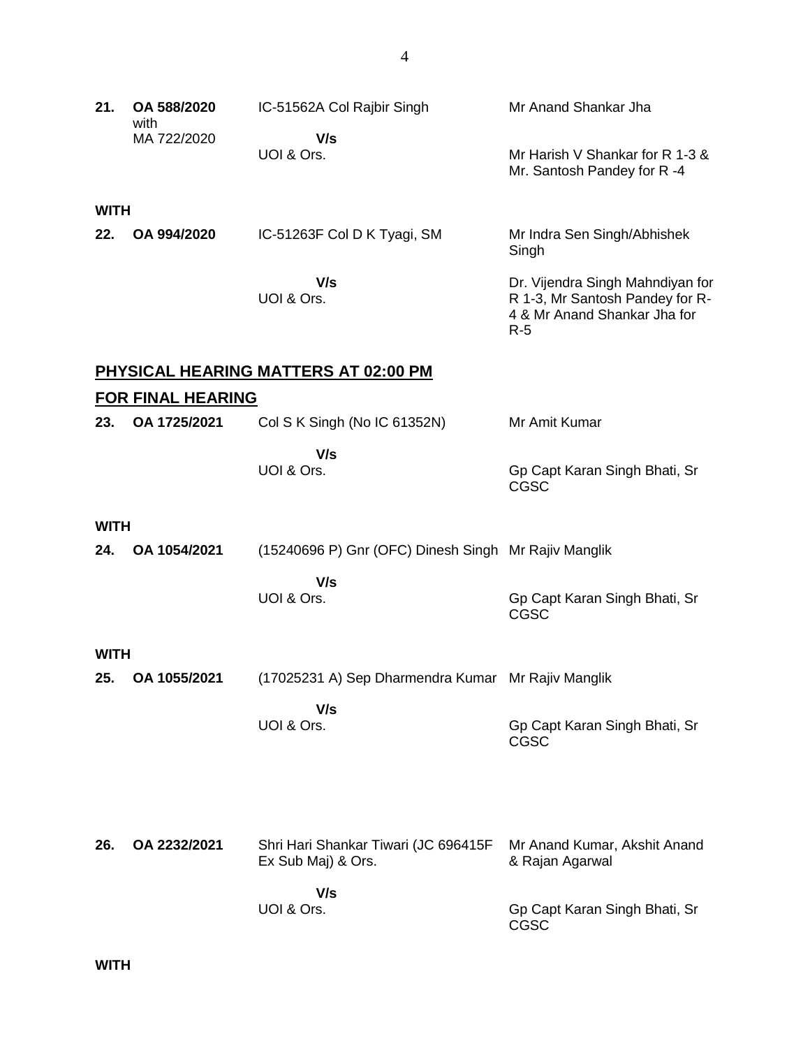| | | | |
|---|---|---|---|
| **21.** | **OA 588/2020** with MA 722/2020 | IC-51562A Col Rajbir Singh<br>**V/s**<br>UOI & Ors. | Mr Anand Shankar Jha<br><br>Mr Harish V Shankar for R 1-3 & Mr. Santosh Pandey for R -4 |

**WITH**

| | | | |
|---|---|---|---|
| **22.** | **OA 994/2020** | IC-51263F Col D K Tyagi, SM<br>**V/s**<br>UOI & Ors. | Mr Indra Sen Singh/Abhishek Singh<br><br>Dr. Vijendra Singh Mahndiyan for R 1-3, Mr Santosh Pandey for R-4 & Mr Anand Shankar Jha for R-5 |

## PHYSICAL HEARING MATTERS AT 02:00 PM

## FOR FINAL HEARING

| | | | |
|---|---|---|---|
| **23.** | **OA 1725/2021** | Col S K Singh (No IC 61352N)<br>**V/s**<br>UOI & Ors. | Mr Amit Kumar<br><br>Gp Capt Karan Singh Bhati, Sr CGSC |

**WITH**

| | | | |
|---|---|---|---|
| **24.** | **OA 1054/2021** | (15240696 P) Gnr (OFC) Dinesh Singh<br>**V/s**<br>UOI & Ors. | Mr Rajiv Manglik<br><br>Gp Capt Karan Singh Bhati, Sr CGSC |

**WITH**

| | | | |
|---|---|---|---|
| **25.** | **OA 1055/2021** | (17025231 A) Sep Dharmendra Kumar<br>**V/s**<br>UOI & Ors. | Mr Rajiv Manglik<br><br>Gp Capt Karan Singh Bhati, Sr CGSC |

| | | | |
|---|---|---|---|
| **26.** | **OA 2232/2021** | Shri Hari Shankar Tiwari (JC 696415F Ex Sub Maj) & Ors.<br>**V/s**<br>UOI & Ors. | Mr Anand Kumar, Akshit Anand & Rajan Agarwal<br><br>Gp Capt Karan Singh Bhati, Sr CGSC |

**WITH**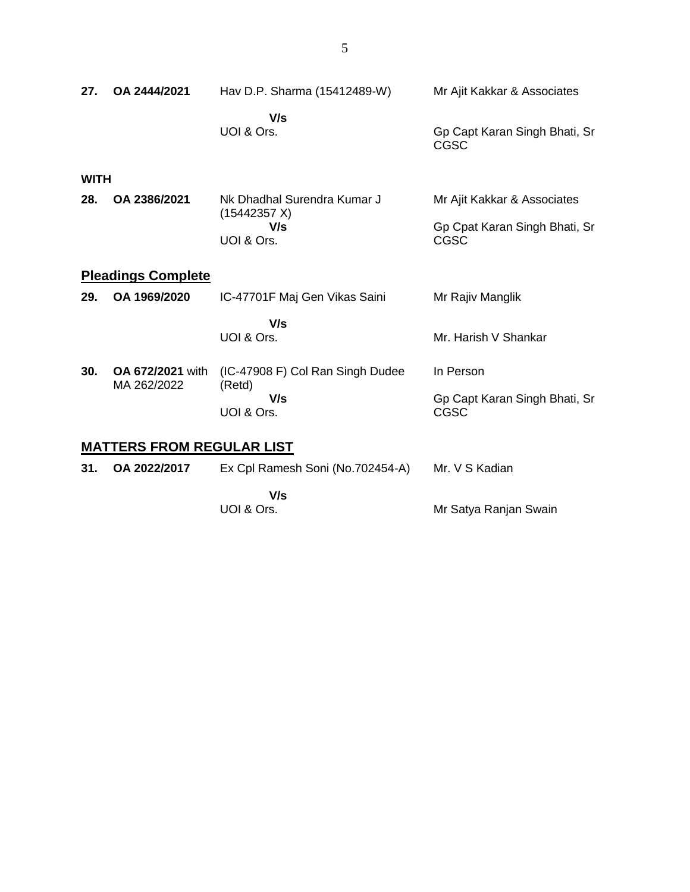| | | | |
|---|---|---|---|
| **27.** | **OA 2444/2021** | Hav D.P. Sharma (15412489-W)<br>**V/s**<br>UOI & Ors. | Mr Ajit Kakkar & Associates<br><br>Gp Capt Karan Singh Bhati, Sr CGSC |

**WITH**

| | | | |
|---|---|---|---|
| **28.** | **OA 2386/2021** | Nk Dhadhal Surendra Kumar J (15442357 X)<br>**V/s**<br>UOI & Ors. | Mr Ajit Kakkar & Associates<br><br>Gp Cpat Karan Singh Bhati, Sr CGSC |

## Pleadings Complete

| | | | |
|---|---|---|---|
| **29.** | **OA 1969/2020** | IC-47701F Maj Gen Vikas Saini<br>**V/s**<br>UOI & Ors. | Mr Rajiv Manglik<br><br>Mr. Harish V Shankar |
| **30.** | **OA 672/2021** with MA 262/2022 | (IC-47908 F) Col Ran Singh Dudee (Retd)<br>**V/s**<br>UOI & Ors. | In Person<br><br>Gp Capt Karan Singh Bhati, Sr CGSC |

## MATTERS FROM REGULAR LIST

| | | | |
|---|---|---|---|
| **31.** | **OA 2022/2017** | Ex Cpl Ramesh Soni (No.702454-A)<br>**V/s**<br>UOI & Ors. | Mr. V S Kadian<br><br>Mr Satya Ranjan Swain |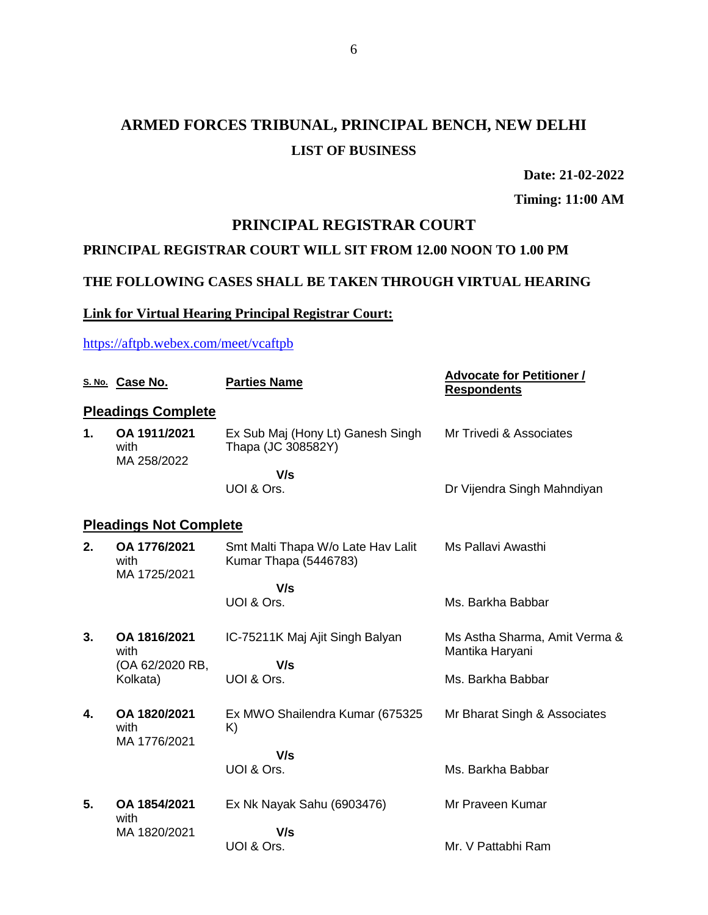# ARMED FORCES TRIBUNAL, PRINCIPAL BENCH, NEW DELHI

## LIST OF BUSINESS

**Date: 21-02-2022**

**Timing: 11:00 AM**

## PRINCIPAL REGISTRAR COURT

**PRINCIPAL REGISTRAR COURT WILL SIT FROM 12.00 NOON TO 1.00 PM**

**THE FOLLOWING CASES SHALL BE TAKEN THROUGH VIRTUAL HEARING**

**Link for Virtual Hearing Principal Registrar Court:**

https://aftpb.webex.com/meet/vcaftpb

| S. No. | Case No. | Parties Name | Advocate for Petitioner / Respondents |
|---|---|---|---|
| **Pleadings Complete** | | | |
| **1.** | **OA 1911/2021** with MA 258/2022 | Ex Sub Maj (Hony Lt) Ganesh Singh Thapa (JC 308582Y)<br>**V/s**<br>UOI & Ors. | Mr Trivedi & Associates<br><br>Dr Vijendra Singh Mahndiyan |
| **Pleadings Not Complete** | | | |
| **2.** | **OA 1776/2021** with MA 1725/2021 | Smt Malti Thapa W/o Late Hav Lalit Kumar Thapa (5446783)<br>**V/s**<br>UOI & Ors. | Ms Pallavi Awasthi<br><br>Ms. Barkha Babbar |
| **3.** | **OA 1816/2021** with (OA 62/2020 RB, Kolkata) | IC-75211K Maj Ajit Singh Balyan<br>**V/s**<br>UOI & Ors. | Ms Astha Sharma, Amit Verma & Mantika Haryani<br><br>Ms. Barkha Babbar |
| **4.** | **OA 1820/2021** with MA 1776/2021 | Ex MWO Shailendra Kumar (675325 K)<br>**V/s**<br>UOI & Ors. | Mr Bharat Singh & Associates<br><br>Ms. Barkha Babbar |
| **5.** | **OA 1854/2021** with MA 1820/2021 | Ex Nk Nayak Sahu (6903476)<br>**V/s**<br>UOI & Ors. | Mr Praveen Kumar<br><br>Mr. V Pattabhi Ram |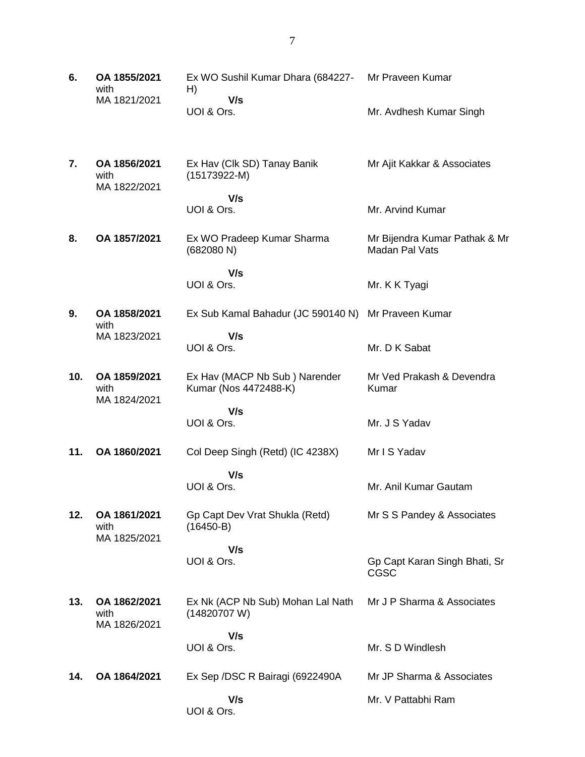| | | | |
|---|---|---|---|
| **6.** | **OA 1855/2021** with MA 1821/2021 | Ex WO Sushil Kumar Dhara (684227-H) **V/s** UOI & Ors. | Mr Praveen Kumar<br><br>Mr. Avdhesh Kumar Singh |
| **7.** | **OA 1856/2021** with MA 1822/2021 | Ex Hav (Clk SD) Tanay Banik (15173922-M) **V/s** UOI & Ors. | Mr Ajit Kakkar & Associates<br><br>Mr. Arvind Kumar |
| **8.** | **OA 1857/2021** | Ex WO Pradeep Kumar Sharma (682080 N) **V/s** UOI & Ors. | Mr Bijendra Kumar Pathak & Mr Madan Pal Vats<br><br>Mr. K K Tyagi |
| **9.** | **OA 1858/2021** with MA 1823/2021 | Ex Sub Kamal Bahadur (JC 590140 N) **V/s** UOI & Ors. | Mr Praveen Kumar<br><br>Mr. D K Sabat |
| **10.** | **OA 1859/2021** with MA 1824/2021 | Ex Hav (MACP Nb Sub ) Narender Kumar (Nos 4472488-K) **V/s** UOI & Ors. | Mr Ved Prakash & Devendra Kumar<br><br>Mr. J S Yadav |
| **11.** | **OA 1860/2021** | Col Deep Singh (Retd) (IC 4238X) **V/s** UOI & Ors. | Mr I S Yadav<br><br>Mr. Anil Kumar Gautam |
| **12.** | **OA 1861/2021** with MA 1825/2021 | Gp Capt Dev Vrat Shukla (Retd) (16450-B) **V/s** UOI & Ors. | Mr S S Pandey & Associates<br><br>Gp Capt Karan Singh Bhati, Sr CGSC |
| **13.** | **OA 1862/2021** with MA 1826/2021 | Ex Nk (ACP Nb Sub) Mohan Lal Nath (14820707 W) **V/s** UOI & Ors. | Mr J P Sharma & Associates<br><br>Mr. S D Windlesh |
| **14.** | **OA 1864/2021** | Ex Sep /DSC R Bairagi (6922490A **V/s** UOI & Ors. | Mr JP Sharma & Associates<br><br>Mr. V Pattabhi Ram |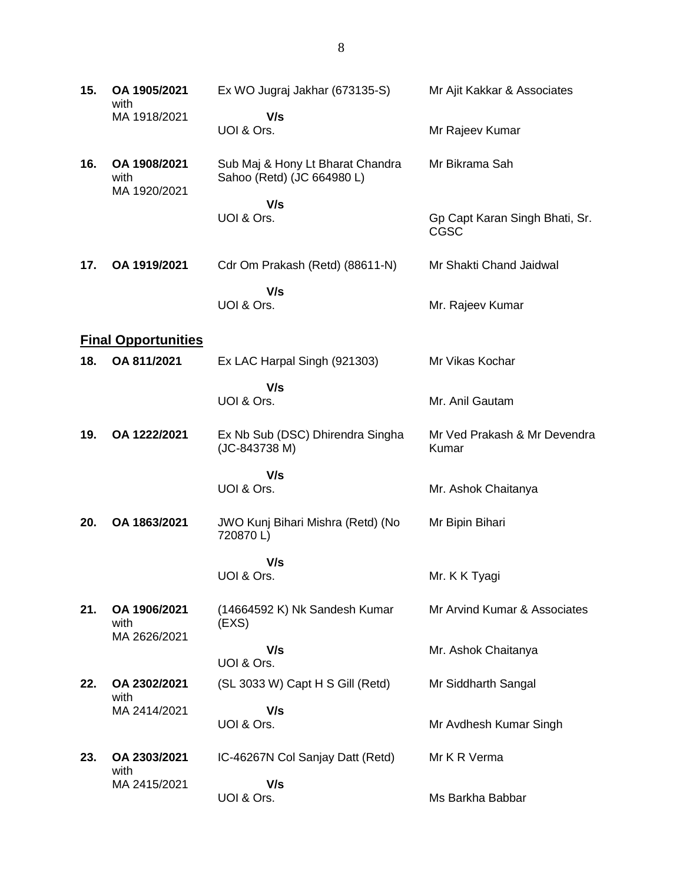| | | | |
|---|---|---|---|
| **15.** | **OA 1905/2021** with MA 1918/2021 | Ex WO Jugraj Jakhar (673135-S) **V/s** UOI & Ors. | Mr Ajit Kakkar & Associates<br><br>Mr Rajeev Kumar |
| **16.** | **OA 1908/2021** with MA 1920/2021 | Sub Maj & Hony Lt Bharat Chandra Sahoo (Retd) (JC 664980 L) **V/s** UOI & Ors. | Mr Bikrama Sah<br><br>Gp Capt Karan Singh Bhati, Sr. CGSC |
| **17.** | **OA 1919/2021** | Cdr Om Prakash (Retd) (88611-N) **V/s** UOI & Ors. | Mr Shakti Chand Jaidwal<br><br>Mr. Rajeev Kumar |

## <u>Final Opportunities</u>

| | | | |
|---|---|---|---|
| **18.** | **OA 811/2021** | Ex LAC Harpal Singh (921303) **V/s** UOI & Ors. | Mr Vikas Kochar<br><br>Mr. Anil Gautam |
| **19.** | **OA 1222/2021** | Ex Nb Sub (DSC) Dhirendra Singha (JC-843738 M) **V/s** UOI & Ors. | Mr Ved Prakash & Mr Devendra Kumar<br><br>Mr. Ashok Chaitanya |
| **20.** | **OA 1863/2021** | JWO Kunj Bihari Mishra (Retd) (No 720870 L) **V/s** UOI & Ors. | Mr Bipin Bihari<br><br>Mr. K K Tyagi |
| **21.** | **OA 1906/2021** with MA 2626/2021 | (14664592 K) Nk Sandesh Kumar (EXS) **V/s** UOI & Ors. | Mr Arvind Kumar & Associates<br><br>Mr. Ashok Chaitanya |
| **22.** | **OA 2302/2021** with MA 2414/2021 | (SL 3033 W) Capt H S Gill (Retd) **V/s** UOI & Ors. | Mr Siddharth Sangal<br><br>Mr Avdhesh Kumar Singh |
| **23.** | **OA 2303/2021** with MA 2415/2021 | IC-46267N Col Sanjay Datt (Retd) **V/s** UOI & Ors. | Mr K R Verma<br><br>Ms Barkha Babbar |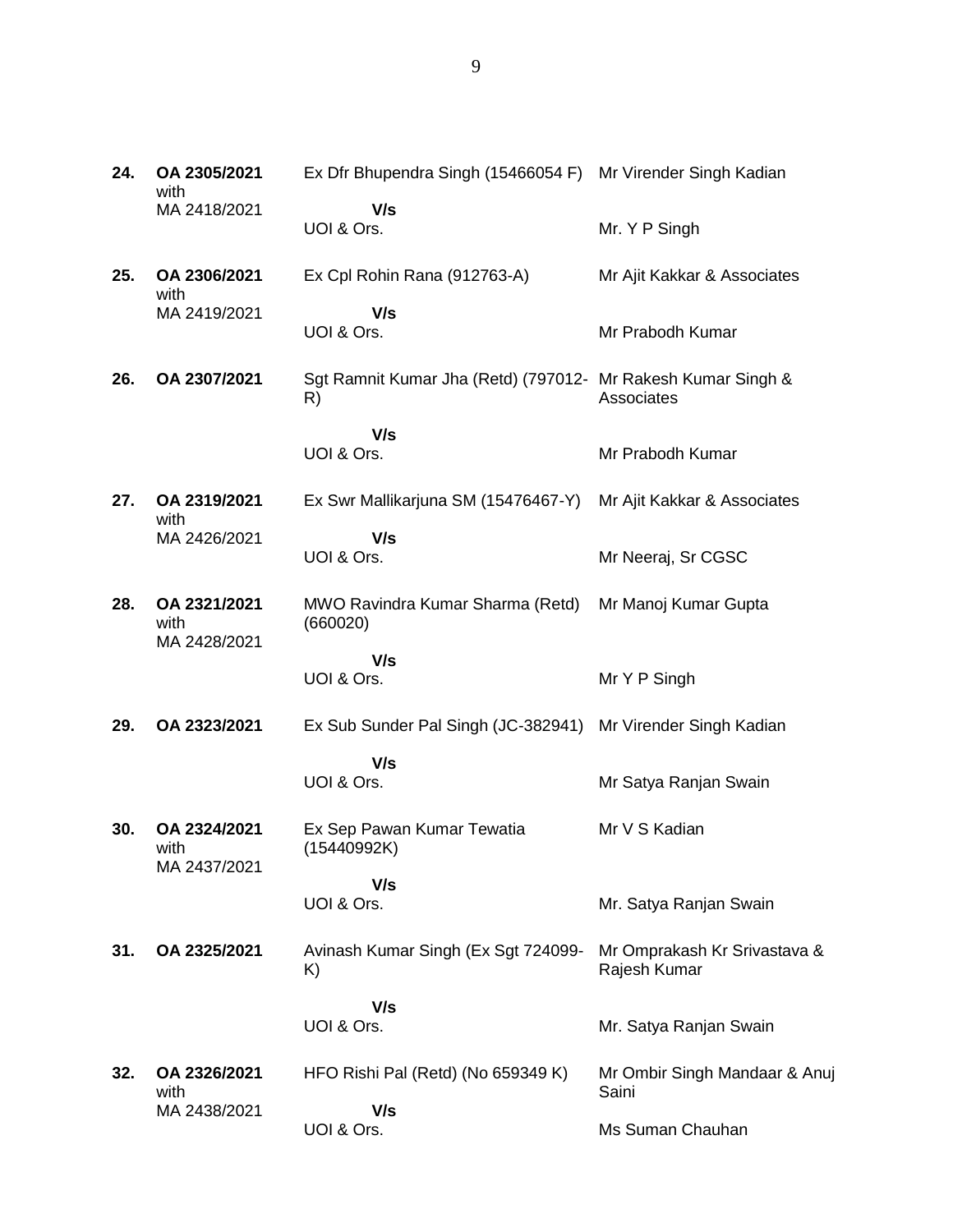| | | | |
|---|---|---|---|
| **24.** | **OA 2305/2021** with MA 2418/2021 | Ex Dfr Bhupendra Singh (15466054 F)<br>**V/s**<br>UOI & Ors. | Mr Virender Singh Kadian<br><br>Mr. Y P Singh |
| **25.** | **OA 2306/2021** with MA 2419/2021 | Ex Cpl Rohin Rana (912763-A)<br>**V/s**<br>UOI & Ors. | Mr Ajit Kakkar & Associates<br><br>Mr Prabodh Kumar |
| **26.** | **OA 2307/2021** | Sgt Ramnit Kumar Jha (Retd) (797012-R)<br>**V/s**<br>UOI & Ors. | Mr Rakesh Kumar Singh & Associates<br><br>Mr Prabodh Kumar |
| **27.** | **OA 2319/2021** with MA 2426/2021 | Ex Swr Mallikarjuna SM (15476467-Y)<br>**V/s**<br>UOI & Ors. | Mr Ajit Kakkar & Associates<br><br>Mr Neeraj, Sr CGSC |
| **28.** | **OA 2321/2021** with MA 2428/2021 | MWO Ravindra Kumar Sharma (Retd) (660020)<br>**V/s**<br>UOI & Ors. | Mr Manoj Kumar Gupta<br><br>Mr Y P Singh |
| **29.** | **OA 2323/2021** | Ex Sub Sunder Pal Singh (JC-382941)<br>**V/s**<br>UOI & Ors. | Mr Virender Singh Kadian<br><br>Mr Satya Ranjan Swain |
| **30.** | **OA 2324/2021** with MA 2437/2021 | Ex Sep Pawan Kumar Tewatia (15440992K)<br>**V/s**<br>UOI & Ors. | Mr V S Kadian<br><br>Mr. Satya Ranjan Swain |
| **31.** | **OA 2325/2021** | Avinash Kumar Singh (Ex Sgt 724099-K)<br>**V/s**<br>UOI & Ors. | Mr Omprakash Kr Srivastava & Rajesh Kumar<br><br>Mr. Satya Ranjan Swain |
| **32.** | **OA 2326/2021** with MA 2438/2021 | HFO Rishi Pal (Retd) (No 659349 K)<br>**V/s**<br>UOI & Ors. | Mr Ombir Singh Mandaar & Anuj Saini<br><br>Ms Suman Chauhan |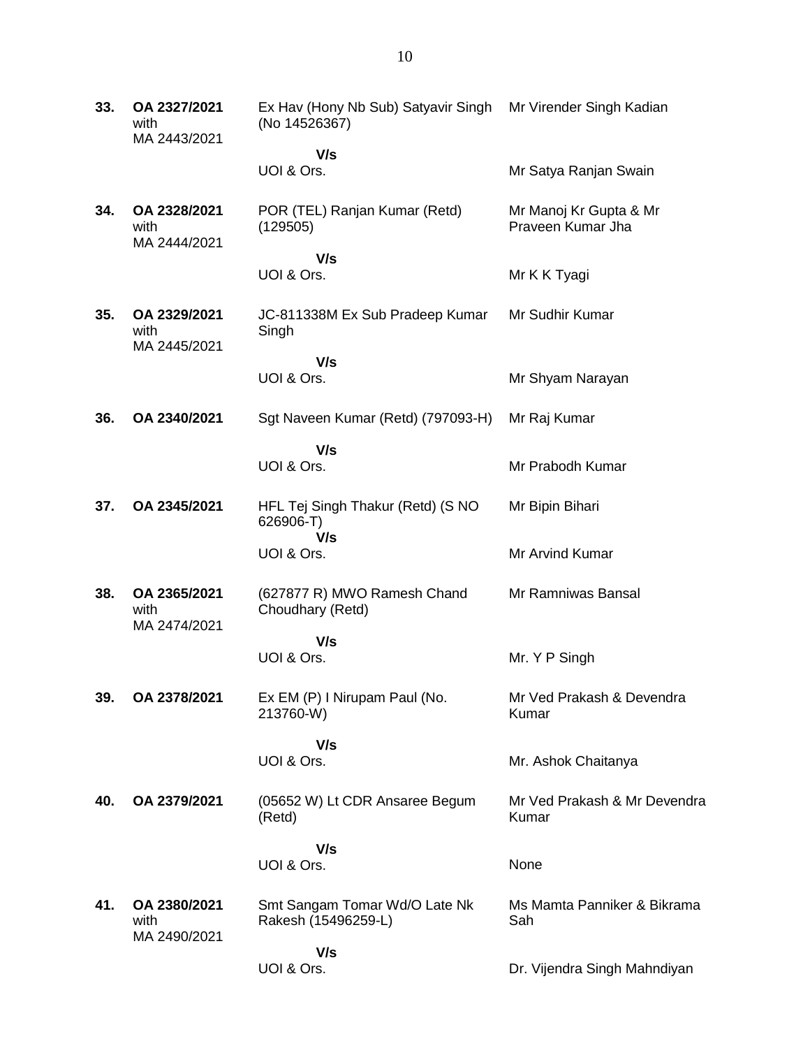| | | | |
|---|---|---|---|
| **33.** | **OA 2327/2021** with MA 2443/2021 | Ex Hav (Hony Nb Sub) Satyavir Singh (No 14526367) | Mr Virender Singh Kadian |
| | | **V/s** | |
| | | UOI & Ors. | Mr Satya Ranjan Swain |
| **34.** | **OA 2328/2021** with MA 2444/2021 | POR (TEL) Ranjan Kumar (Retd) (129505) | Mr Manoj Kr Gupta & Mr Praveen Kumar Jha |
| | | **V/s** | |
| | | UOI & Ors. | Mr K K Tyagi |
| **35.** | **OA 2329/2021** with MA 2445/2021 | JC-811338M Ex Sub Pradeep Kumar Singh | Mr Sudhir Kumar |
| | | **V/s** | |
| | | UOI & Ors. | Mr Shyam Narayan |
| **36.** | **OA 2340/2021** | Sgt Naveen Kumar (Retd) (797093-H) | Mr Raj Kumar |
| | | **V/s** | |
| | | UOI & Ors. | Mr Prabodh Kumar |
| **37.** | **OA 2345/2021** | HFL Tej Singh Thakur (Retd) (S NO 626906-T) | Mr Bipin Bihari |
| | | **V/s** | |
| | | UOI & Ors. | Mr Arvind Kumar |
| **38.** | **OA 2365/2021** with MA 2474/2021 | (627877 R) MWO Ramesh Chand Choudhary (Retd) | Mr Ramniwas Bansal |
| | | **V/s** | |
| | | UOI & Ors. | Mr. Y P Singh |
| **39.** | **OA 2378/2021** | Ex EM (P) I Nirupam Paul (No. 213760-W) | Mr Ved Prakash & Devendra Kumar |
| | | **V/s** | |
| | | UOI & Ors. | Mr. Ashok Chaitanya |
| **40.** | **OA 2379/2021** | (05652 W) Lt CDR Ansaree Begum (Retd) | Mr Ved Prakash & Mr Devendra Kumar |
| | | **V/s** | |
| | | UOI & Ors. | None |
| **41.** | **OA 2380/2021** with MA 2490/2021 | Smt Sangam Tomar Wd/O Late Nk Rakesh (15496259-L) | Ms Mamta Panniker & Bikrama Sah |
| | | **V/s** | |
| | | UOI & Ors. | Dr. Vijendra Singh Mahndiyan |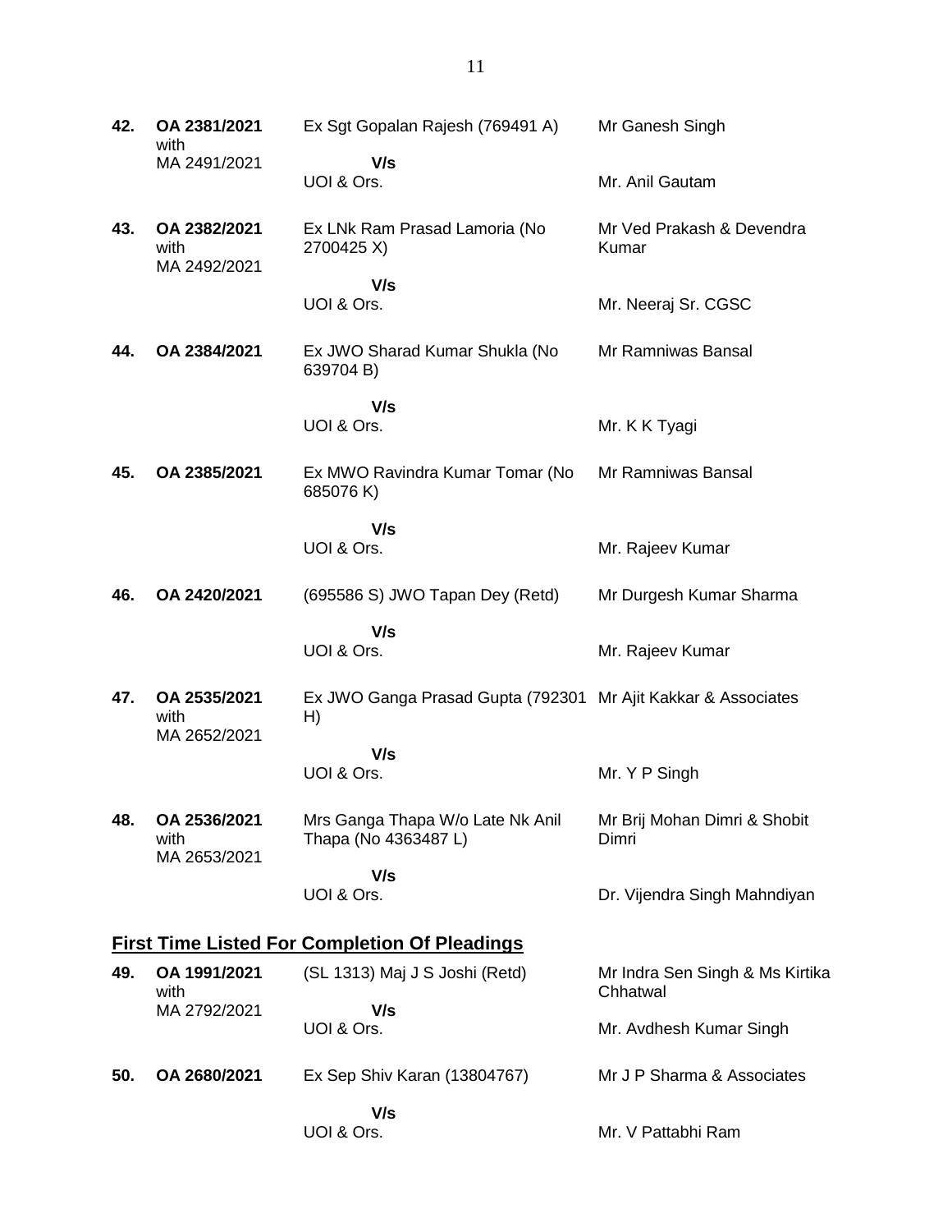| | | | |
|---|---|---|---|
| **42.** | **OA 2381/2021** with MA 2491/2021 | Ex Sgt Gopalan Rajesh (769491 A) **V/s** UOI & Ors. | Mr Ganesh Singh<br><br>Mr. Anil Gautam |
| **43.** | **OA 2382/2021** with MA 2492/2021 | Ex LNk Ram Prasad Lamoria (No 2700425 X) **V/s** UOI & Ors. | Mr Ved Prakash & Devendra Kumar<br><br>Mr. Neeraj Sr. CGSC |
| **44.** | **OA 2384/2021** | Ex JWO Sharad Kumar Shukla (No 639704 B) **V/s** UOI & Ors. | Mr Ramniwas Bansal<br><br>Mr. K K Tyagi |
| **45.** | **OA 2385/2021** | Ex MWO Ravindra Kumar Tomar (No 685076 K) **V/s** UOI & Ors. | Mr Ramniwas Bansal<br><br>Mr. Rajeev Kumar |
| **46.** | **OA 2420/2021** | (695586 S) JWO Tapan Dey (Retd) **V/s** UOI & Ors. | Mr Durgesh Kumar Sharma<br><br>Mr. Rajeev Kumar |
| **47.** | **OA 2535/2021** with MA 2652/2021 | Ex JWO Ganga Prasad Gupta (792301 H) **V/s** UOI & Ors. | Mr Ajit Kakkar & Associates<br><br>Mr. Y P Singh |
| **48.** | **OA 2536/2021** with MA 2653/2021 | Mrs Ganga Thapa W/o Late Nk Anil Thapa (No 4363487 L) **V/s** UOI & Ors. | Mr Brij Mohan Dimri & Shobit Dimri<br><br>Dr. Vijendra Singh Mahndiyan |

## First Time Listed For Completion Of Pleadings

| | | | |
|---|---|---|---|
| **49.** | **OA 1991/2021** with MA 2792/2021 | (SL 1313) Maj J S Joshi (Retd) **V/s** UOI & Ors. | Mr Indra Sen Singh & Ms Kirtika Chhatwal<br><br>Mr. Avdhesh Kumar Singh |
| **50.** | **OA 2680/2021** | Ex Sep Shiv Karan (13804767) **V/s** UOI & Ors. | Mr J P Sharma & Associates<br><br>Mr. V Pattabhi Ram |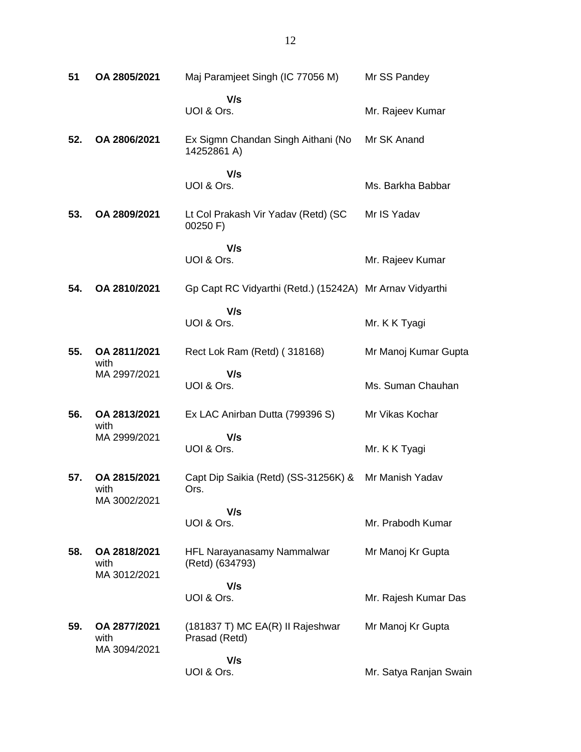| | | | |
|---|---|---|---|
| **51** | **OA 2805/2021** | Maj Paramjeet Singh (IC 77056 M)<br><br>**V/s**<br>UOI & Ors. | Mr SS Pandey<br><br><br>Mr. Rajeev Kumar |
| **52.** | **OA 2806/2021** | Ex Sigmn Chandan Singh Aithani (No 14252861 A)<br><br>**V/s**<br>UOI & Ors. | Mr SK Anand<br><br><br>Ms. Barkha Babbar |
| **53.** | **OA 2809/2021** | Lt Col Prakash Vir Yadav (Retd) (SC 00250 F)<br><br>**V/s**<br>UOI & Ors. | Mr IS Yadav<br><br><br>Mr. Rajeev Kumar |
| **54.** | **OA 2810/2021** | Gp Capt RC Vidyarthi (Retd.) (15242A)<br><br>**V/s**<br>UOI & Ors. | Mr Arnav Vidyarthi<br><br><br>Mr. K K Tyagi |
| **55.** | **OA 2811/2021** with MA 2997/2021 | Rect Lok Ram (Retd) ( 318168)<br><br>**V/s**<br>UOI & Ors. | Mr Manoj Kumar Gupta<br><br><br>Ms. Suman Chauhan |
| **56.** | **OA 2813/2021** with MA 2999/2021 | Ex LAC Anirban Dutta (799396 S)<br><br>**V/s**<br>UOI & Ors. | Mr Vikas Kochar<br><br><br>Mr. K K Tyagi |
| **57.** | **OA 2815/2021** with MA 3002/2021 | Capt Dip Saikia (Retd) (SS-31256K) & Ors.<br><br>**V/s**<br>UOI & Ors. | Mr Manish Yadav<br><br><br>Mr. Prabodh Kumar |
| **58.** | **OA 2818/2021** with MA 3012/2021 | HFL Narayanasamy Nammalwar (Retd) (634793)<br><br>**V/s**<br>UOI & Ors. | Mr Manoj Kr Gupta<br><br><br>Mr. Rajesh Kumar Das |
| **59.** | **OA 2877/2021** with MA 3094/2021 | (181837 T) MC EA(R) II Rajeshwar Prasad (Retd)<br><br>**V/s**<br>UOI & Ors. | Mr Manoj Kr Gupta<br><br><br>Mr. Satya Ranjan Swain |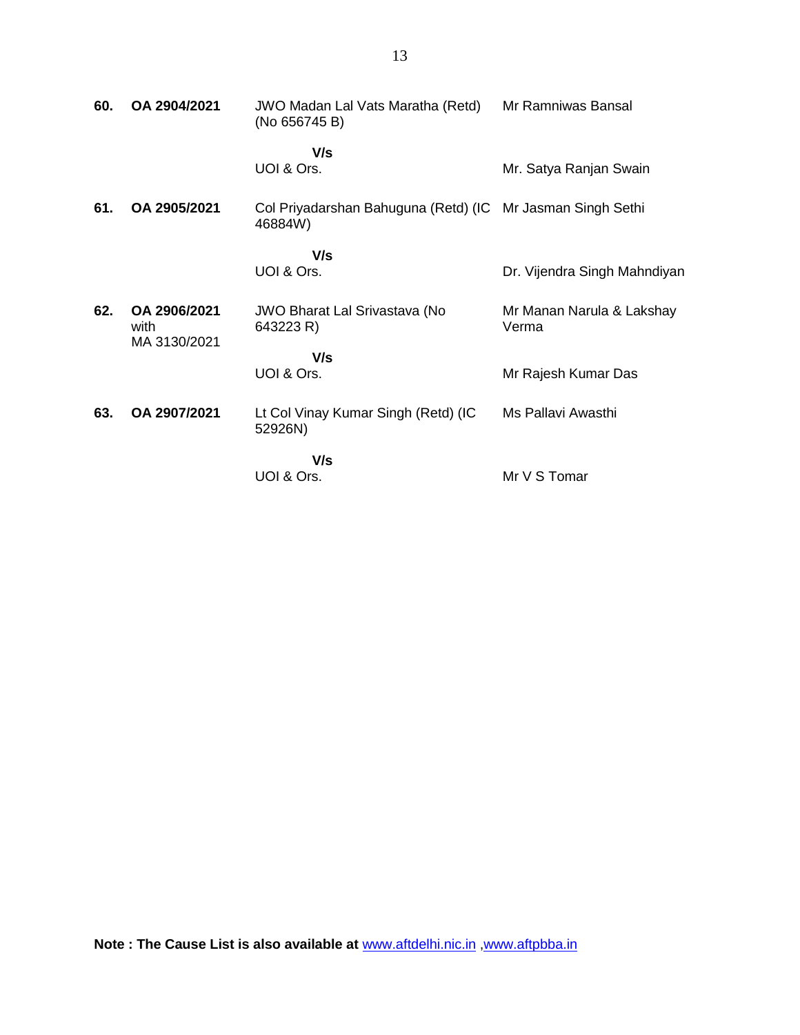| | | | |
|---|---|---|---|
| **60.** | **OA 2904/2021** | JWO Madan Lal Vats Maratha (Retd) (No 656745 B) | Mr Ramniwas Bansal |
| | | **V/s** | |
| | | UOI & Ors. | Mr. Satya Ranjan Swain |
| **61.** | **OA 2905/2021** | Col Priyadarshan Bahuguna (Retd) (IC 46884W) | Mr Jasman Singh Sethi |
| | | **V/s** | |
| | | UOI & Ors. | Dr. Vijendra Singh Mahndiyan |
| **62.** | **OA 2906/2021** with MA 3130/2021 | JWO Bharat Lal Srivastava (No 643223 R) | Mr Manan Narula & Lakshay Verma |
| | | **V/s** | |
| | | UOI & Ors. | Mr Rajesh Kumar Das |
| **63.** | **OA 2907/2021** | Lt Col Vinay Kumar Singh (Retd) (IC 52926N) | Ms Pallavi Awasthi |
| | | **V/s** | |
| | | UOI & Ors. | Mr V S Tomar |

**Note : The Cause List is also available at** www.aftdelhi.nic.in ,www.aftpbba.in